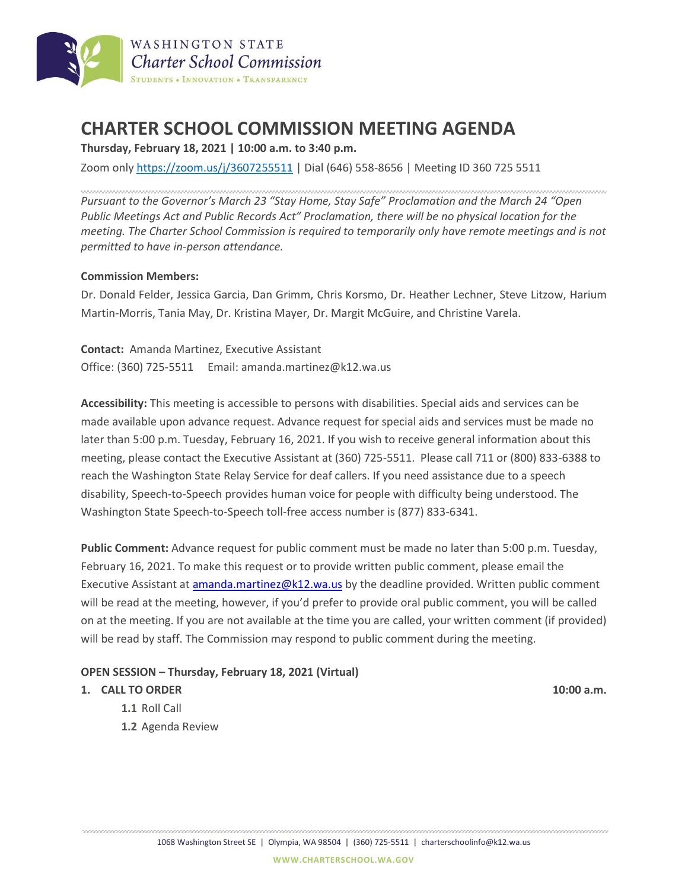WASHINGTON STATE
Charter School Commission
STUDENTS • INNOVATION • TRANSPARENCY

# CHARTER SCHOOL COMMISSION MEETING AGENDA

**Thursday, February 18, 2021 | 10:00 a.m. to 3:40 p.m.**

Zoom only https://zoom.us/j/3607255511 | Dial (646) 558-8656 | Meeting ID 360 725 5511

*Pursuant to the Governor's March 23 "Stay Home, Stay Safe" Proclamation and the March 24 "Open Public Meetings Act and Public Records Act" Proclamation, there will be no physical location for the meeting. The Charter School Commission is required to temporarily only have remote meetings and is not permitted to have in-person attendance.*

**Commission Members:**

Dr. Donald Felder, Jessica Garcia, Dan Grimm, Chris Korsmo, Dr. Heather Lechner, Steve Litzow, Harium Martin-Morris, Tania May, Dr. Kristina Mayer, Dr. Margit McGuire, and Christine Varela.

**Contact:** Amanda Martinez, Executive Assistant
Office: (360) 725-5511 Email: amanda.martinez@k12.wa.us

**Accessibility:** This meeting is accessible to persons with disabilities. Special aids and services can be made available upon advance request. Advance request for special aids and services must be made no later than 5:00 p.m. Tuesday, February 16, 2021. If you wish to receive general information about this meeting, please contact the Executive Assistant at (360) 725-5511. Please call 711 or (800) 833-6388 to reach the Washington State Relay Service for deaf callers. If you need assistance due to a speech disability, Speech-to-Speech provides human voice for people with difficulty being understood. The Washington State Speech-to-Speech toll-free access number is (877) 833-6341.

**Public Comment:** Advance request for public comment must be made no later than 5:00 p.m. Tuesday, February 16, 2021. To make this request or to provide written public comment, please email the Executive Assistant at amanda.martinez@k12.wa.us by the deadline provided. Written public comment will be read at the meeting, however, if you'd prefer to provide oral public comment, you will be called on at the meeting. If you are not available at the time you are called, your written comment (if provided) will be read by staff. The Commission may respond to public comment during the meeting.

**OPEN SESSION – Thursday, February 18, 2021 (Virtual)**

**1. CALL TO ORDER** **10:00 a.m.**

- **1.1** Roll Call
- **1.2** Agenda Review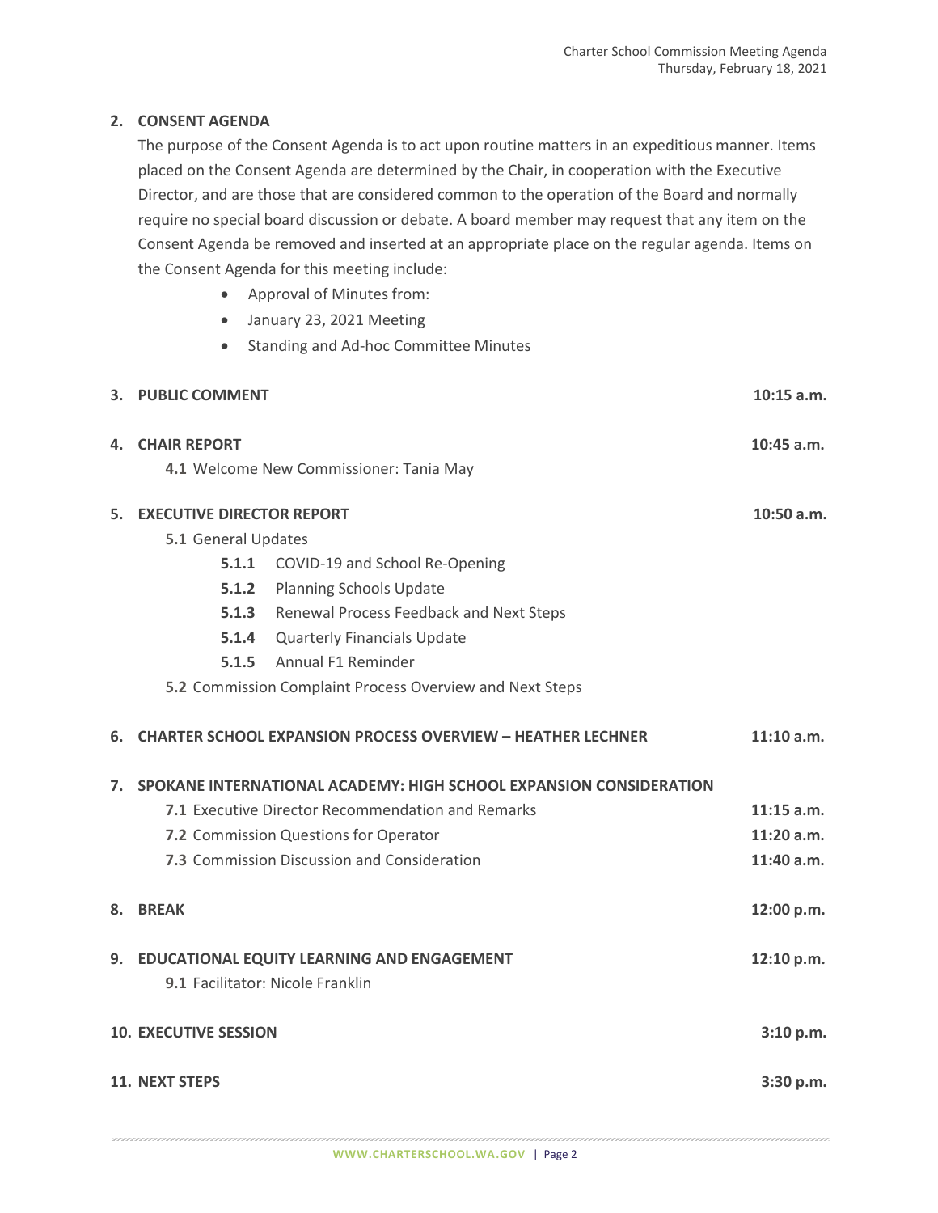## 2. CONSENT AGENDA

The purpose of the Consent Agenda is to act upon routine matters in an expeditious manner. Items placed on the Consent Agenda are determined by the Chair, in cooperation with the Executive Director, and are those that are considered common to the operation of the Board and normally require no special board discussion or debate. A board member may request that any item on the Consent Agenda be removed and inserted at an appropriate place on the regular agenda. Items on the Consent Agenda for this meeting include:

- Approval of Minutes from:
- January 23, 2021 Meeting
- Standing and Ad-hoc Committee Minutes

## 3. PUBLIC COMMENT — 10:15 a.m.

## 4. CHAIR REPORT — 10:45 a.m.

**4.1** Welcome New Commissioner: Tania May

## 5. EXECUTIVE DIRECTOR REPORT — 10:50 a.m.

**5.1** General Updates

- **5.1.1** COVID-19 and School Re-Opening
- **5.1.2** Planning Schools Update
- **5.1.3** Renewal Process Feedback and Next Steps
- **5.1.4** Quarterly Financials Update
- **5.1.5** Annual F1 Reminder

**5.2** Commission Complaint Process Overview and Next Steps

## 6. CHARTER SCHOOL EXPANSION PROCESS OVERVIEW – HEATHER LECHNER — 11:10 a.m.

## 7. SPOKANE INTERNATIONAL ACADEMY: HIGH SCHOOL EXPANSION CONSIDERATION

**7.1** Executive Director Recommendation and Remarks — 11:15 a.m.

**7.2** Commission Questions for Operator — 11:20 a.m.

**7.3** Commission Discussion and Consideration — 11:40 a.m.

## 8. BREAK — 12:00 p.m.

## 9. EDUCATIONAL EQUITY LEARNING AND ENGAGEMENT — 12:10 p.m.

**9.1** Facilitator: Nicole Franklin

## 10. EXECUTIVE SESSION — 3:10 p.m.

## 11. NEXT STEPS — 3:30 p.m.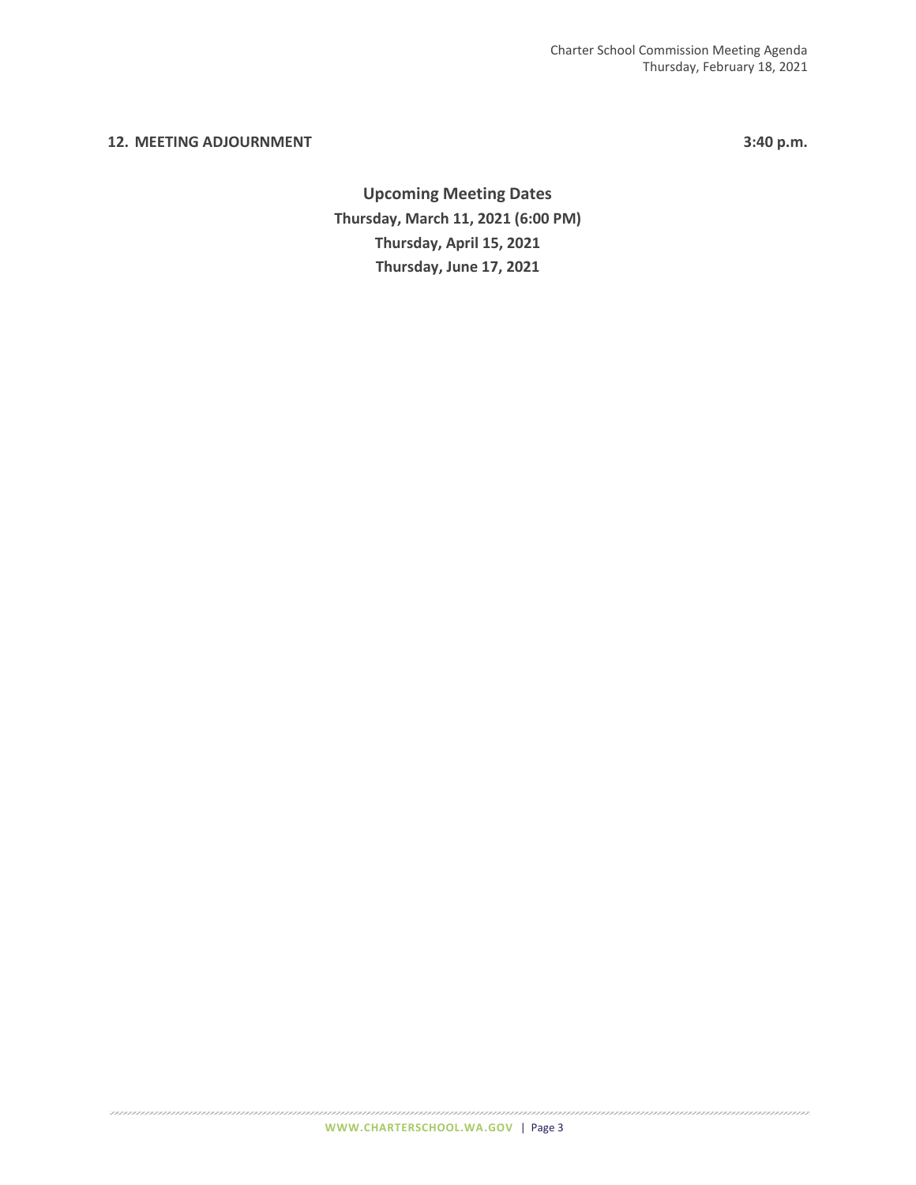**12. MEETING ADJOURNMENT** **3:40 p.m.**

**Upcoming Meeting Dates**

**Thursday, March 11, 2021 (6:00 PM)**

**Thursday, April 15, 2021**

**Thursday, June 17, 2021**